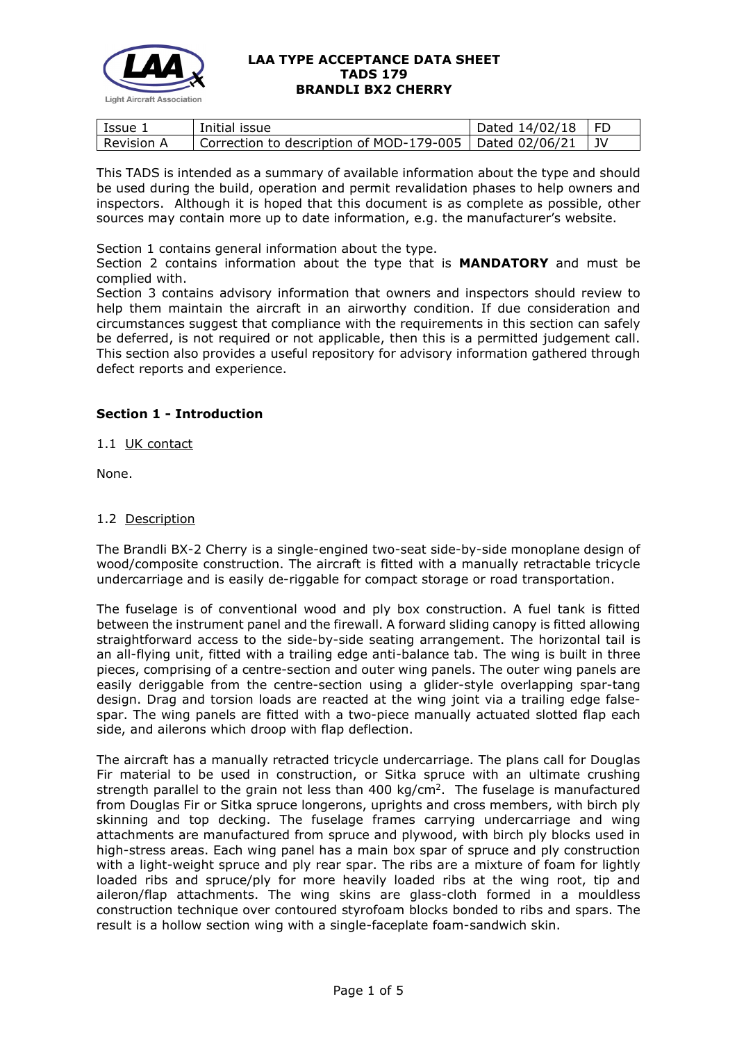**LAA TYPE ACCEPTANCE DATA SHEET**
**TADS 179**
**BRANDLI BX2 CHERRY**

| Issue 1 | Initial issue | Dated 14/02/18 | FD |
|---|---|---|---|
| Revision A | Correction to description of MOD-179-005 | Dated 02/06/21 | JV |

This TADS is intended as a summary of available information about the type and should be used during the build, operation and permit revalidation phases to help owners and inspectors. Although it is hoped that this document is as complete as possible, other sources may contain more up to date information, e.g. the manufacturer's website.

Section 1 contains general information about the type.
Section 2 contains information about the type that is **MANDATORY** and must be complied with.
Section 3 contains advisory information that owners and inspectors should review to help them maintain the aircraft in an airworthy condition. If due consideration and circumstances suggest that compliance with the requirements in this section can safely be deferred, is not required or not applicable, then this is a permitted judgement call. This section also provides a useful repository for advisory information gathered through defect reports and experience.

## Section 1 - Introduction

### 1.1 UK contact

None.

### 1.2 Description

The Brandli BX-2 Cherry is a single-engined two-seat side-by-side monoplane design of wood/composite construction. The aircraft is fitted with a manually retractable tricycle undercarriage and is easily de-riggable for compact storage or road transportation.

The fuselage is of conventional wood and ply box construction. A fuel tank is fitted between the instrument panel and the firewall. A forward sliding canopy is fitted allowing straightforward access to the side-by-side seating arrangement. The horizontal tail is an all-flying unit, fitted with a trailing edge anti-balance tab. The wing is built in three pieces, comprising of a centre-section and outer wing panels. The outer wing panels are easily deriggable from the centre-section using a glider-style overlapping spar-tang design. Drag and torsion loads are reacted at the wing joint via a trailing edge false-spar. The wing panels are fitted with a two-piece manually actuated slotted flap each side, and ailerons which droop with flap deflection.

The aircraft has a manually retracted tricycle undercarriage. The plans call for Douglas Fir material to be used in construction, or Sitka spruce with an ultimate crushing strength parallel to the grain not less than 400 kg/cm$^2$. The fuselage is manufactured from Douglas Fir or Sitka spruce longerons, uprights and cross members, with birch ply skinning and top decking. The fuselage frames carrying undercarriage and wing attachments are manufactured from spruce and plywood, with birch ply blocks used in high-stress areas. Each wing panel has a main box spar of spruce and ply construction with a light-weight spruce and ply rear spar. The ribs are a mixture of foam for lightly loaded ribs and spruce/ply for more heavily loaded ribs at the wing root, tip and aileron/flap attachments. The wing skins are glass-cloth formed in a mouldless construction technique over contoured styrofoam blocks bonded to ribs and spars. The result is a hollow section wing with a single-faceplate foam-sandwich skin.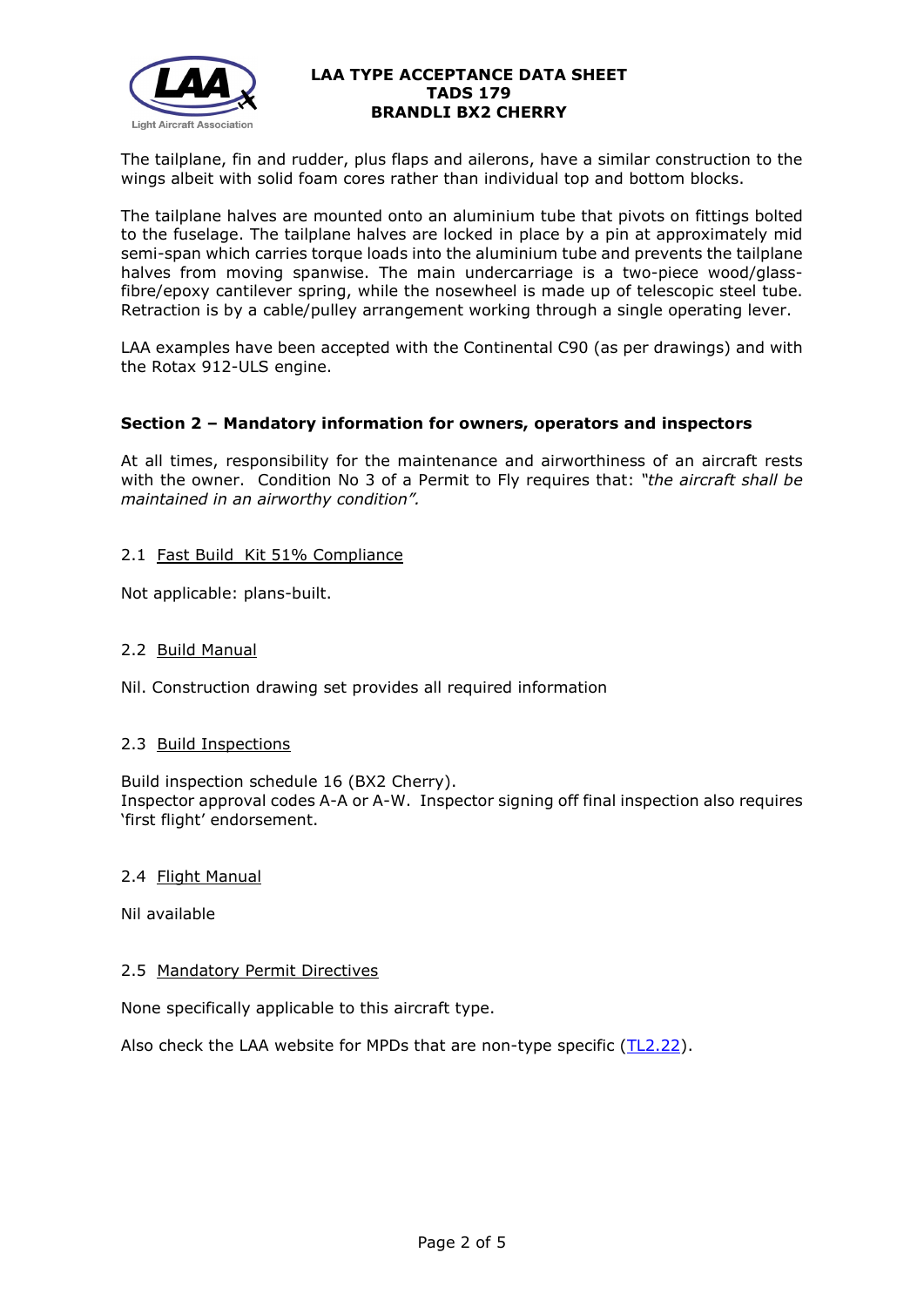The tailplane, fin and rudder, plus flaps and ailerons, have a similar construction to the wings albeit with solid foam cores rather than individual top and bottom blocks.

The tailplane halves are mounted onto an aluminium tube that pivots on fittings bolted to the fuselage. The tailplane halves are locked in place by a pin at approximately mid semi-span which carries torque loads into the aluminium tube and prevents the tailplane halves from moving spanwise. The main undercarriage is a two-piece wood/glass-fibre/epoxy cantilever spring, while the nosewheel is made up of telescopic steel tube. Retraction is by a cable/pulley arrangement working through a single operating lever.

LAA examples have been accepted with the Continental C90 (as per drawings) and with the Rotax 912-ULS engine.

## Section 2 – Mandatory information for owners, operators and inspectors

At all times, responsibility for the maintenance and airworthiness of an aircraft rests with the owner. Condition No 3 of a Permit to Fly requires that: *"the aircraft shall be maintained in an airworthy condition".*

### 2.1 Fast Build Kit 51% Compliance

Not applicable: plans-built.

### 2.2 Build Manual

Nil. Construction drawing set provides all required information

### 2.3 Build Inspections

Build inspection schedule 16 (BX2 Cherry).
Inspector approval codes A-A or A-W. Inspector signing off final inspection also requires 'first flight' endorsement.

### 2.4 Flight Manual

Nil available

### 2.5 Mandatory Permit Directives

None specifically applicable to this aircraft type.

Also check the LAA website for MPDs that are non-type specific (TL2.22).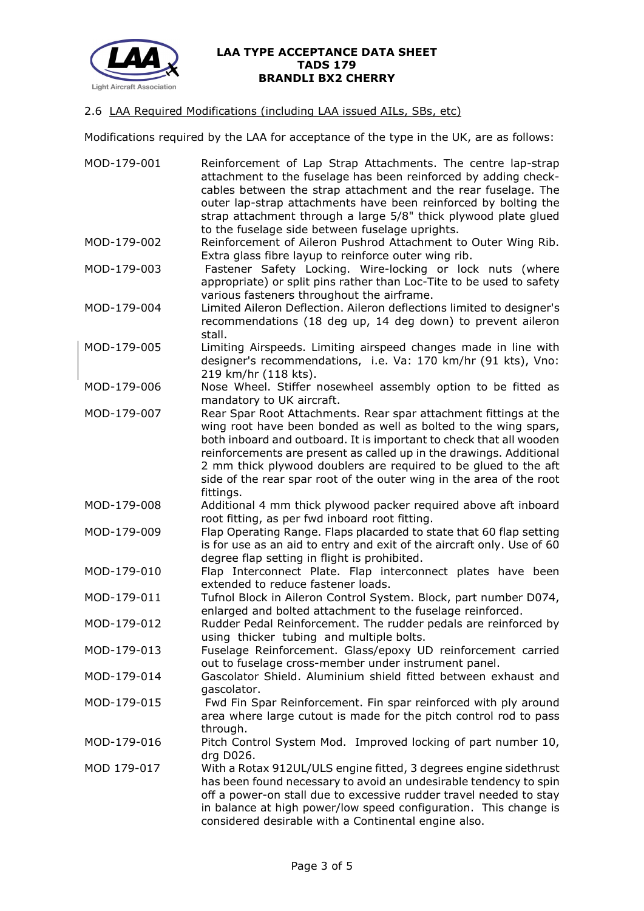### 2.6 LAA Required Modifications (including LAA issued AILs, SBs, etc)

Modifications required by the LAA for acceptance of the type in the UK, are as follows:

| | |
|---|---|
| MOD-179-001 | Reinforcement of Lap Strap Attachments. The centre lap-strap attachment to the fuselage has been reinforced by adding check-cables between the strap attachment and the rear fuselage. The outer lap-strap attachments have been reinforced by bolting the strap attachment through a large 5/8" thick plywood plate glued to the fuselage side between fuselage uprights. |
| MOD-179-002 | Reinforcement of Aileron Pushrod Attachment to Outer Wing Rib. Extra glass fibre layup to reinforce outer wing rib. |
| MOD-179-003 | Fastener Safety Locking. Wire-locking or lock nuts (where appropriate) or split pins rather than Loc-Tite to be used to safety various fasteners throughout the airframe. |
| MOD-179-004 | Limited Aileron Deflection. Aileron deflections limited to designer's recommendations (18 deg up, 14 deg down) to prevent aileron stall. |
| MOD-179-005 | Limiting Airspeeds. Limiting airspeed changes made in line with designer's recommendations, i.e. Va: 170 km/hr (91 kts), Vno: 219 km/hr (118 kts). |
| MOD-179-006 | Nose Wheel. Stiffer nosewheel assembly option to be fitted as mandatory to UK aircraft. |
| MOD-179-007 | Rear Spar Root Attachments. Rear spar attachment fittings at the wing root have been bonded as well as bolted to the wing spars, both inboard and outboard. It is important to check that all wooden reinforcements are present as called up in the drawings. Additional 2 mm thick plywood doublers are required to be glued to the aft side of the rear spar root of the outer wing in the area of the root fittings. |
| MOD-179-008 | Additional 4 mm thick plywood packer required above aft inboard root fitting, as per fwd inboard root fitting. |
| MOD-179-009 | Flap Operating Range. Flaps placarded to state that 60 flap setting is for use as an aid to entry and exit of the aircraft only. Use of 60 degree flap setting in flight is prohibited. |
| MOD-179-010 | Flap Interconnect Plate. Flap interconnect plates have been extended to reduce fastener loads. |
| MOD-179-011 | Tufnol Block in Aileron Control System. Block, part number D074, enlarged and bolted attachment to the fuselage reinforced. |
| MOD-179-012 | Rudder Pedal Reinforcement. The rudder pedals are reinforced by using thicker tubing and multiple bolts. |
| MOD-179-013 | Fuselage Reinforcement. Glass/epoxy UD reinforcement carried out to fuselage cross-member under instrument panel. |
| MOD-179-014 | Gascolator Shield. Aluminium shield fitted between exhaust and gascolator. |
| MOD-179-015 | Fwd Fin Spar Reinforcement. Fin spar reinforced with ply around area where large cutout is made for the pitch control rod to pass through. |
| MOD-179-016 | Pitch Control System Mod. Improved locking of part number 10, drg D026. |
| MOD 179-017 | With a Rotax 912UL/ULS engine fitted, 3 degrees engine sidethrust has been found necessary to avoid an undesirable tendency to spin off a power-on stall due to excessive rudder travel needed to stay in balance at high power/low speed configuration. This change is considered desirable with a Continental engine also. |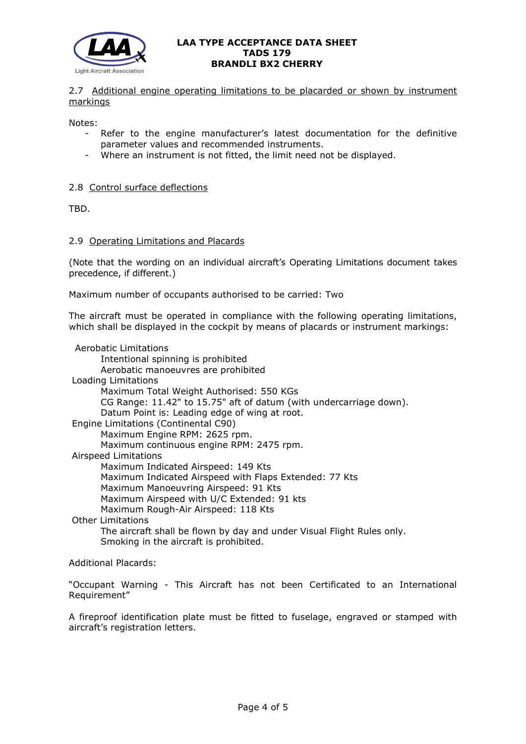## 2.7 Additional engine operating limitations to be placarded or shown by instrument markings

Notes:

- Refer to the engine manufacturer's latest documentation for the definitive parameter values and recommended instruments.
- Where an instrument is not fitted, the limit need not be displayed.

## 2.8 Control surface deflections

TBD.

## 2.9 Operating Limitations and Placards

(Note that the wording on an individual aircraft's Operating Limitations document takes precedence, if different.)

Maximum number of occupants authorised to be carried: Two

The aircraft must be operated in compliance with the following operating limitations, which shall be displayed in the cockpit by means of placards or instrument markings:

Aerobatic Limitations

- Intentional spinning is prohibited
- Aerobatic manoeuvres are prohibited

Loading Limitations

- Maximum Total Weight Authorised: 550 KGs
- CG Range: 11.42" to 15.75" aft of datum (with undercarriage down).
- Datum Point is: Leading edge of wing at root.

Engine Limitations (Continental C90)

- Maximum Engine RPM: 2625 rpm.
- Maximum continuous engine RPM: 2475 rpm.

Airspeed Limitations

- Maximum Indicated Airspeed: 149 Kts
- Maximum Indicated Airspeed with Flaps Extended: 77 Kts
- Maximum Manoeuvring Airspeed: 91 Kts
- Maximum Airspeed with U/C Extended: 91 kts
- Maximum Rough-Air Airspeed: 118 Kts

Other Limitations

- The aircraft shall be flown by day and under Visual Flight Rules only.
- Smoking in the aircraft is prohibited.

Additional Placards:

"Occupant Warning - This Aircraft has not been Certificated to an International Requirement"

A fireproof identification plate must be fitted to fuselage, engraved or stamped with aircraft's registration letters.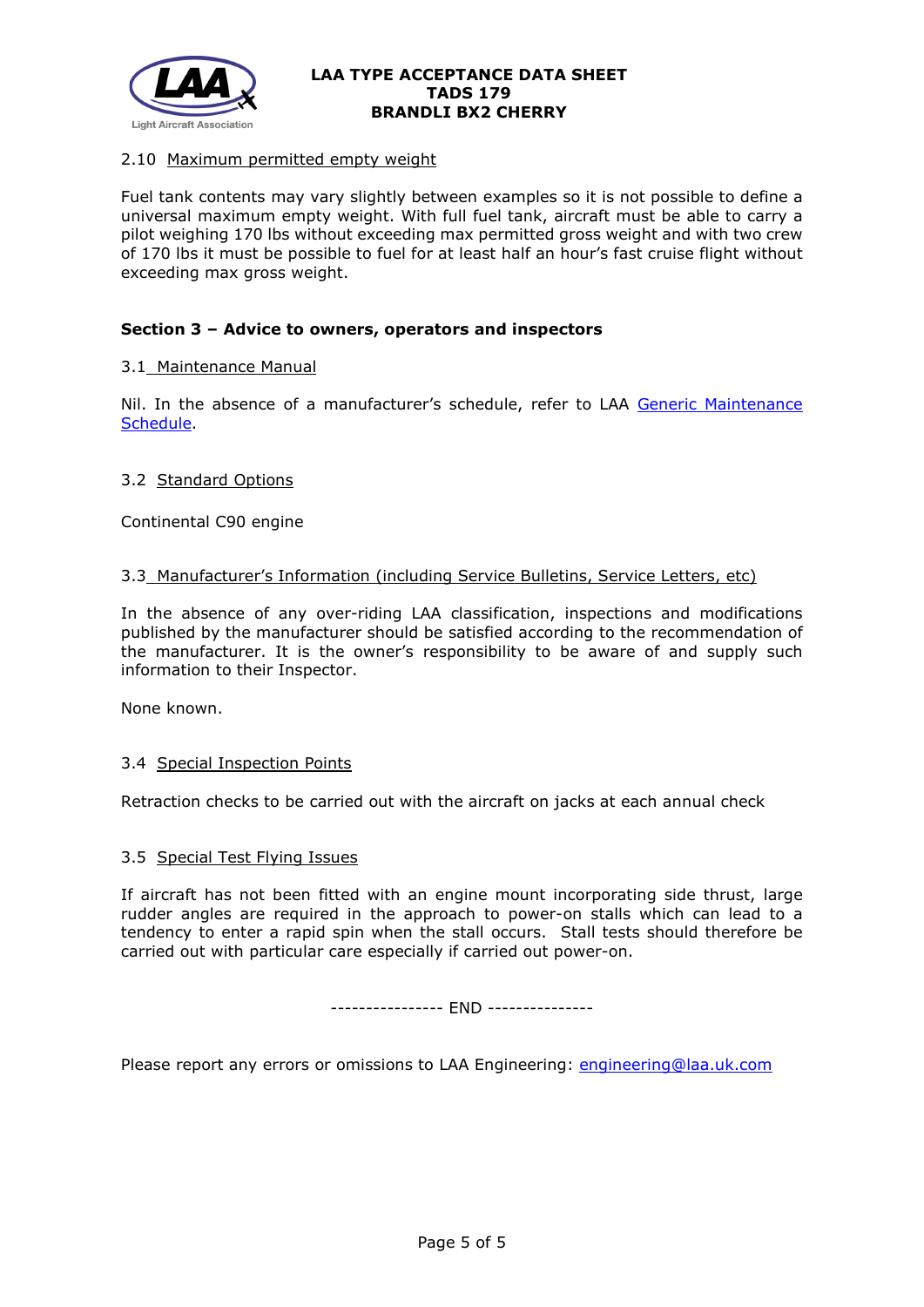2.10 Maximum permitted empty weight

Fuel tank contents may vary slightly between examples so it is not possible to define a universal maximum empty weight. With full fuel tank, aircraft must be able to carry a pilot weighing 170 lbs without exceeding max permitted gross weight and with two crew of 170 lbs it must be possible to fuel for at least half an hour's fast cruise flight without exceeding max gross weight.

## Section 3 – Advice to owners, operators and inspectors

3.1 Maintenance Manual

Nil. In the absence of a manufacturer's schedule, refer to LAA Generic Maintenance Schedule.

3.2 Standard Options

Continental C90 engine

3.3 Manufacturer's Information (including Service Bulletins, Service Letters, etc)

In the absence of any over-riding LAA classification, inspections and modifications published by the manufacturer should be satisfied according to the recommendation of the manufacturer. It is the owner's responsibility to be aware of and supply such information to their Inspector.

None known.

3.4 Special Inspection Points

Retraction checks to be carried out with the aircraft on jacks at each annual check

3.5 Special Test Flying Issues

If aircraft has not been fitted with an engine mount incorporating side thrust, large rudder angles are required in the approach to power-on stalls which can lead to a tendency to enter a rapid spin when the stall occurs. Stall tests should therefore be carried out with particular care especially if carried out power-on.

---------------- END ---------------

Please report any errors or omissions to LAA Engineering: engineering@laa.uk.com